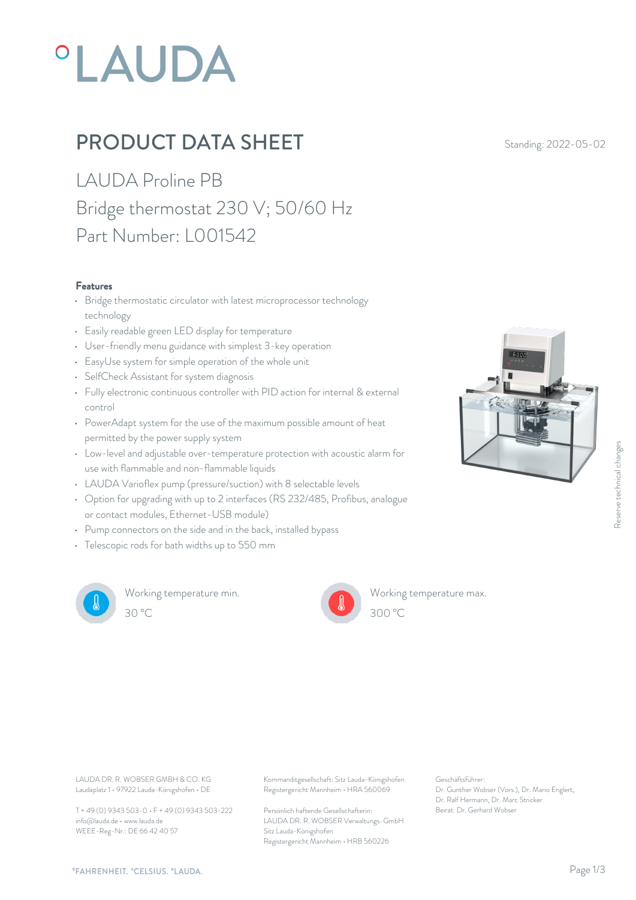°LAUDA

# PRODUCT DATA SHEET

Standing: 2022-05-02

## LAUDA Proline PB
## Bridge thermostat 230 V; 50/60 Hz
## Part Number: L001542

### Features

- Bridge thermostatic circulator with latest microprocessor technology technology
- Easily readable green LED display for temperature
- User-friendly menu guidance with simplest 3-key operation
- EasyUse system for simple operation of the whole unit
- SelfCheck Assistant for system diagnosis
- Fully electronic continuous controller with PID action for internal & external control
- PowerAdapt system for the use of the maximum possible amount of heat permitted by the power supply system
- Low-level and adjustable over-temperature protection with acoustic alarm for use with flammable and non-flammable liquids
- LAUDA Varioflex pump (pressure/suction) with 8 selectable levels
- Option for upgrading with up to 2 interfaces (RS 232/485, Profibus, analogue or contact modules, Ethernet-USB module)
- Pump connectors on the side and in the back, installed bypass
- Telescopic rods for bath widths up to 550 mm

Reserve technical changes

Working temperature min.
30 °C

Working temperature max.
300 °C

LAUDA DR. R. WOBSER GMBH & CO. KG
Laudaplatz 1 • 97922 Lauda-Königshofen • DE

T + 49 (0) 9343 503-0 • F + 49 (0) 9343 503-222
info@lauda.de • www.lauda.de
WEEE-Reg-Nr.: DE 66 42 40 57

Kommanditgesellschaft: Sitz Lauda-Königshofen
Registergericht Mannheim • HRA 560069

Persönlich haftende Gesellschafterin:
LAUDA DR. R. WOBSER Verwaltungs-GmbH
Sitz Lauda-Königshofen
Registergericht Mannheim • HRB 560226

Geschäftsführer:
Dr. Gunther Wobser (Vors.), Dr. Mario Englert,
Dr. Ralf Hermann, Dr. Marc Stricker
Beirat: Dr. Gerhard Wobser

°FAHRENHEIT. °CELSIUS. °LAUDA.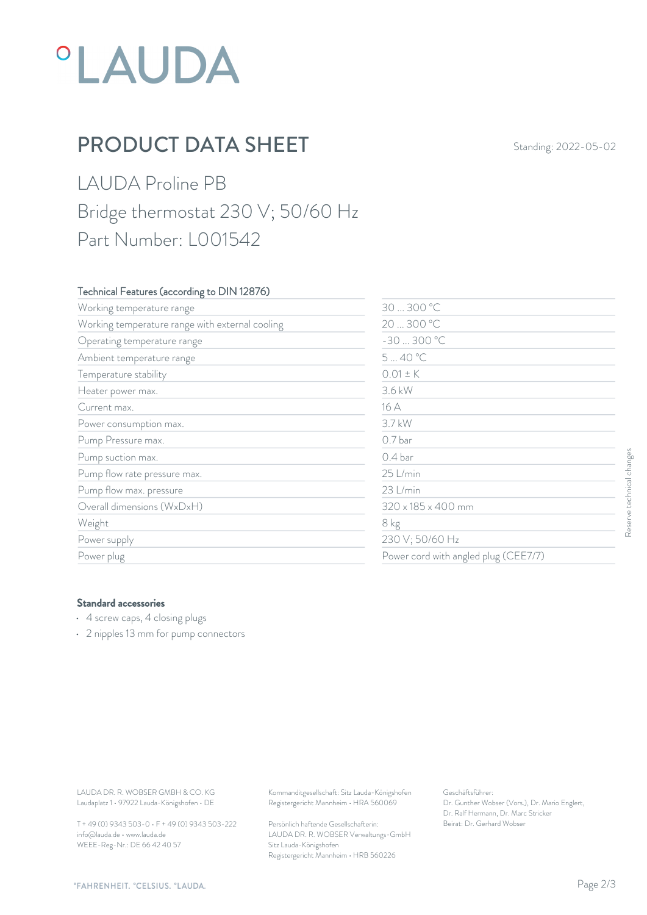# PRODUCT DATA SHEET

Standing: 2022-05-02

## LAUDA Proline PB
## Bridge thermostat 230 V; 50/60 Hz
## Part Number: L001542

| Technical Features (according to DIN 12876) | |
|---|---|
| Working temperature range | 30 ... 300 °C |
| Working temperature range with external cooling | 20 ... 300 °C |
| Operating temperature range | -30 ... 300 °C |
| Ambient temperature range | 5 ... 40 °C |
| Temperature stability | 0.01 ± K |
| Heater power max. | 3.6 kW |
| Current max. | 16 A |
| Power consumption max. | 3.7 kW |
| Pump Pressure max. | 0.7 bar |
| Pump suction max. | 0.4 bar |
| Pump flow rate pressure max. | 25 L/min |
| Pump flow max. pressure | 23 L/min |
| Overall dimensions (WxDxH) | 320 x 185 x 400 mm |
| Weight | 8 kg |
| Power supply | 230 V; 50/60 Hz |
| Power plug | Power cord with angled plug (CEE7/7) |

Reserve technical changes

**Standard accessories**

- 4 screw caps, 4 closing plugs
- 2 nipples 13 mm for pump connectors

LAUDA DR. R. WOBSER GMBH & CO. KG
Laudaplatz 1 • 97922 Lauda-Königshofen • DE

T + 49 (0) 9343 503-0 • F + 49 (0) 9343 503-222
info@lauda.de • www.lauda.de
WEEE-Reg-Nr.: DE 66 42 40 57

Kommanditgesellschaft: Sitz Lauda-Königshofen
Registergericht Mannheim • HRA 560069

Persönlich haftende Gesellschafterin:
LAUDA DR. R. WOBSER Verwaltungs-GmbH
Sitz Lauda-Königshofen
Registergericht Mannheim • HRB 560226

Geschäftsführer:
Dr. Gunther Wobser (Vors.), Dr. Mario Englert, Dr. Ralf Hermann, Dr. Marc Stricker
Beirat: Dr. Gerhard Wobser

°FAHRENHEIT. °CELSIUS. °LAUDA.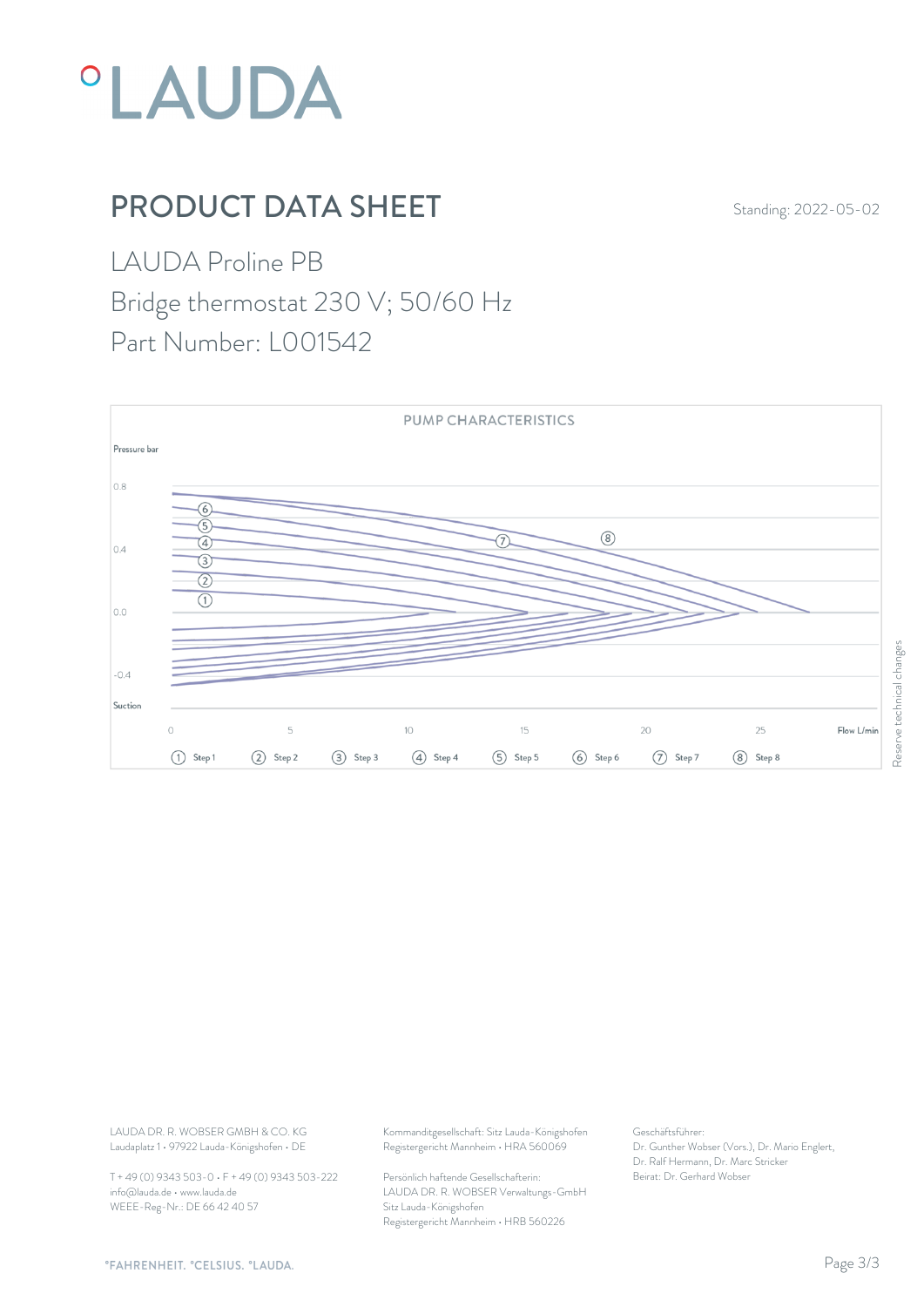# PRODUCT DATA SHEET

Standing: 2022-05-02

## LAUDA Proline PB
## Bridge thermostat 230 V; 50/60 Hz
## Part Number: L001542

PUMP CHARACTERISTICS

Pressure bar

0.8
0.4
0.0
-0.4

Suction

0
5
10
15
20
25
Flow L/min

① Step 1 ② Step 2 ③ Step 3 ④ Step 4 ⑤ Step 5 ⑥ Step 6 ⑦ Step 7 ⑧ Step 8

Reserve technical changes

LAUDA DR. R. WOBSER GMBH & CO. KG
Laudaplatz 1 • 97922 Lauda-Königshofen • DE

T + 49 (0) 9343 503-0 • F + 49 (0) 9343 503-222
info@lauda.de • www.lauda.de
WEEE-Reg-Nr.: DE 66 42 40 57

Kommanditgesellschaft: Sitz Lauda-Königshofen
Registergericht Mannheim • HRA 560069

Persönlich haftende Gesellschafterin:
LAUDA DR. R. WOBSER Verwaltungs-GmbH
Sitz Lauda-Königshofen
Registergericht Mannheim • HRB 560226

Geschäftsführer:
Dr. Gunther Wobser (Vors.), Dr. Mario Englert,
Dr. Ralf Hermann, Dr. Marc Stricker
Beirat: Dr. Gerhard Wobser

°FAHRENHEIT. °CELSIUS. °LAUDA.